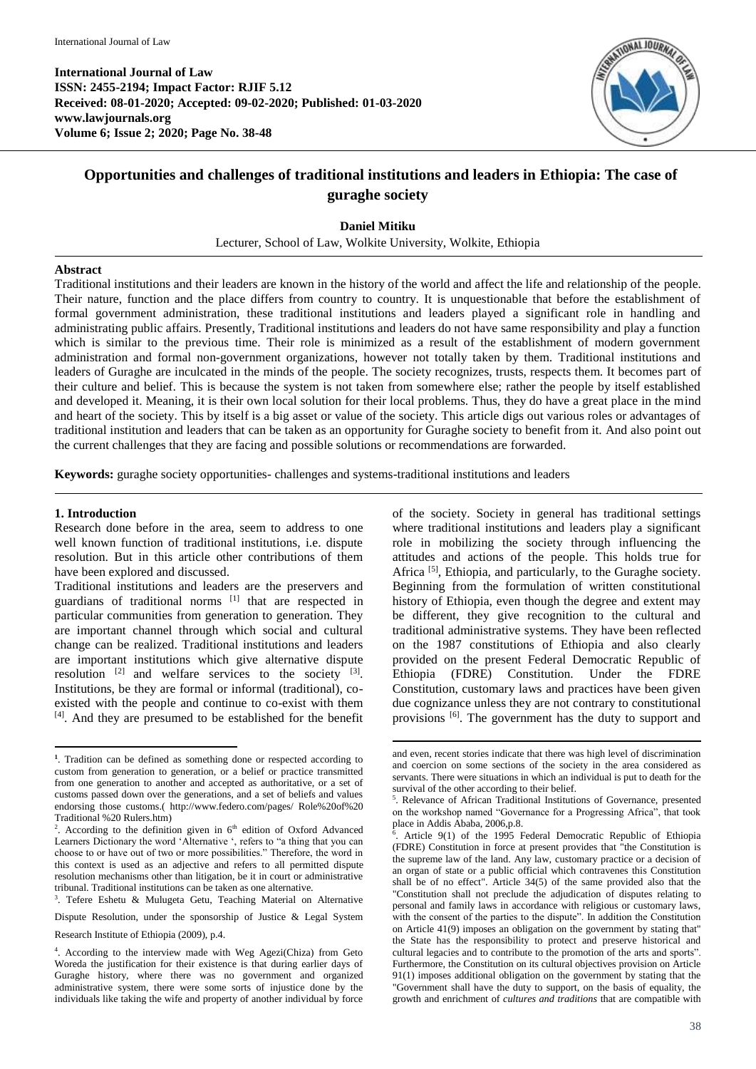**International Journal of Law**
**ISSN: 2455-2194; Impact Factor: RJIF 5.12**
**Received: 08-01-2020; Accepted: 09-02-2020; Published: 01-03-2020**
**www.lawjournals.org**
**Volume 6; Issue 2; 2020; Page No. 38-48**

# Opportunities and challenges of traditional institutions and leaders in Ethiopia: The case of guraghe society

**Daniel Mitiku**

Lecturer, School of Law, Wolkite University, Wolkite, Ethiopia

## Abstract

Traditional institutions and their leaders are known in the history of the world and affect the life and relationship of the people. Their nature, function and the place differs from country to country. It is unquestionable that before the establishment of formal government administration, these traditional institutions and leaders played a significant role in handling and administrating public affairs. Presently, Traditional institutions and leaders do not have same responsibility and play a function which is similar to the previous time. Their role is minimized as a result of the establishment of modern government administration and formal non-government organizations, however not totally taken by them. Traditional institutions and leaders of Guraghe are inculcated in the minds of the people. The society recognizes, trusts, respects them. It becomes part of their culture and belief. This is because the system is not taken from somewhere else; rather the people by itself established and developed it. Meaning, it is their own local solution for their local problems. Thus, they do have a great place in the mind and heart of the society. This by itself is a big asset or value of the society. This article digs out various roles or advantages of traditional institution and leaders that can be taken as an opportunity for Guraghe society to benefit from it. And also point out the current challenges that they are facing and possible solutions or recommendations are forwarded.

**Keywords:** guraghe society opportunities- challenges and systems-traditional institutions and leaders

## 1. Introduction

Research done before in the area, seem to address to one well known function of traditional institutions, i.e. dispute resolution. But in this article other contributions of them have been explored and discussed.

Traditional institutions and leaders are the preservers and guardians of traditional norms [1] that are respected in particular communities from generation to generation. They are important channel through which social and cultural change can be realized. Traditional institutions and leaders are important institutions which give alternative dispute resolution [2] and welfare services to the society [3]. Institutions, be they are formal or informal (traditional), co-existed with the people and continue to co-exist with them [4]. And they are presumed to be established for the benefit of the society. Society in general has traditional settings where traditional institutions and leaders play a significant role in mobilizing the society through influencing the attitudes and actions of the people. This holds true for Africa [5], Ethiopia, and particularly, to the Guraghe society. Beginning from the formulation of written constitutional history of Ethiopia, even though the degree and extent may be different, they give recognition to the cultural and traditional administrative systems. They have been reflected on the 1987 constitutions of Ethiopia and also clearly provided on the present Federal Democratic Republic of Ethiopia (FDRE) Constitution. Under the FDRE Constitution, customary laws and practices have been given due cognizance unless they are not contrary to constitutional provisions [6]. The government has the duty to support and

---

[1]. Tradition can be defined as something done or respected according to custom from generation to generation, or a belief or practice transmitted from one generation to another and accepted as authoritative, or a set of customs passed down over the generations, and a set of beliefs and values endorsing those customs.( http://www.federo.com/pages/ Role%20of%20 Traditional %20 Rulers.htm)

[2]. According to the definition given in 6th edition of Oxford Advanced Learners Dictionary the word 'Alternative ', refers to "a thing that you can choose to or have out of two or more possibilities." Therefore, the word in this context is used as an adjective and refers to all permitted dispute resolution mechanisms other than litigation, be it in court or administrative tribunal. Traditional institutions can be taken as one alternative.

[3]. Tefere Eshetu & Mulugeta Getu, Teaching Material on Alternative Dispute Resolution, under the sponsorship of Justice & Legal System Research Institute of Ethiopia (2009), p.4.

[4]. According to the interview made with Weg Agezi(Chiza) from Geto Woreda the justification for their existence is that during earlier days of Guraghe history, where there was no government and organized administrative system, there were some sorts of injustice done by the individuals like taking the wife and property of another individual by force and even, recent stories indicate that there was high level of discrimination and coercion on some sections of the society in the area considered as servants. There were situations in which an individual is put to death for the survival of the other according to their belief.

[5]. Relevance of African Traditional Institutions of Governance, presented on the workshop named "Governance for a Progressing Africa", that took place in Addis Ababa, 2006,p.8.

[6]. Article 9(1) of the 1995 Federal Democratic Republic of Ethiopia (FDRE) Constitution in force at present provides that "the Constitution is the supreme law of the land. Any law, customary practice or a decision of an organ of state or a public official which contravenes this Constitution shall be of no effect". Article 34(5) of the same provided also that the "Constitution shall not preclude the adjudication of disputes relating to personal and family laws in accordance with religious or customary laws, with the consent of the parties to the dispute". In addition the Constitution on Article 41(9) imposes an obligation on the government by stating that" the State has the responsibility to protect and preserve historical and cultural legacies and to contribute to the promotion of the arts and sports". Furthermore, the Constitution on its cultural objectives provision on Article 91(1) imposes additional obligation on the government by stating that the "Government shall have the duty to support, on the basis of equality, the growth and enrichment of *cultures and traditions* that are compatible with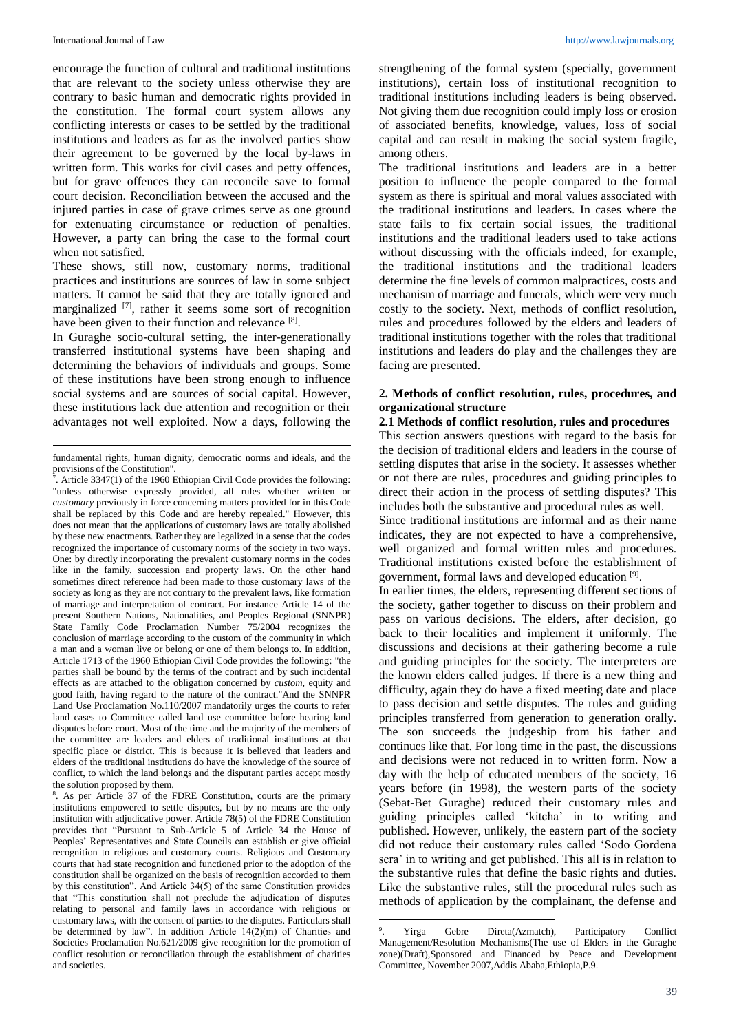encourage the function of cultural and traditional institutions that are relevant to the society unless otherwise they are contrary to basic human and democratic rights provided in the constitution. The formal court system allows any conflicting interests or cases to be settled by the traditional institutions and leaders as far as the involved parties show their agreement to be governed by the local by-laws in written form. This works for civil cases and petty offences, but for grave offences they can reconcile save to formal court decision. Reconciliation between the accused and the injured parties in case of grave crimes serve as one ground for extenuating circumstance or reduction of penalties. However, a party can bring the case to the formal court when not satisfied.

These shows, still now, customary norms, traditional practices and institutions are sources of law in some subject matters. It cannot be said that they are totally ignored and marginalized [7], rather it seems some sort of recognition have been given to their function and relevance [8].

In Guraghe socio-cultural setting, the inter-generationally transferred institutional systems have been shaping and determining the behaviors of individuals and groups. Some of these institutions have been strong enough to influence social systems and are sources of social capital. However, these institutions lack due attention and recognition or their advantages not well exploited. Now a days, following the strengthening of the formal system (specially, government institutions), certain loss of institutional recognition to traditional institutions including leaders is being observed. Not giving them due recognition could imply loss or erosion of associated benefits, knowledge, values, loss of social capital and can result in making the social system fragile, among others.

The traditional institutions and leaders are in a better position to influence the people compared to the formal system as there is spiritual and moral values associated with the traditional institutions and leaders. In cases where the state fails to fix certain social issues, the traditional institutions and the traditional leaders used to take actions without discussing with the officials indeed, for example, the traditional institutions and the traditional leaders determine the fine levels of common malpractices, costs and mechanism of marriage and funerals, which were very much costly to the society. Next, methods of conflict resolution, rules and procedures followed by the elders and leaders of traditional institutions together with the roles that traditional institutions and leaders do play and the challenges they are facing are presented.

## 2. Methods of conflict resolution, rules, procedures, and organizational structure

### 2.1 Methods of conflict resolution, rules and procedures

This section answers questions with regard to the basis for the decision of traditional elders and leaders in the course of settling disputes that arise in the society. It assesses whether or not there are rules, procedures and guiding principles to direct their action in the process of settling disputes? This includes both the substantive and procedural rules as well.

Since traditional institutions are informal and as their name indicates, they are not expected to have a comprehensive, well organized and formal written rules and procedures. Traditional institutions existed before the establishment of government, formal laws and developed education [9].

In earlier times, the elders, representing different sections of the society, gather together to discuss on their problem and pass on various decisions. The elders, after decision, go back to their localities and implement it uniformly. The discussions and decisions at their gathering become a rule and guiding principles for the society. The interpreters are the known elders called judges. If there is a new thing and difficulty, again they do have a fixed meeting date and place to pass decision and settle disputes. The rules and guiding principles transferred from generation to generation orally. The son succeeds the judgeship from his father and continues like that. For long time in the past, the discussions and decisions were not reduced in to written form. Now a day with the help of educated members of the society, 16 years before (in 1998), the western parts of the society (Sebat-Bet Guraghe) reduced their customary rules and guiding principles called 'kitcha' in to writing and published. However, unlikely, the eastern part of the society did not reduce their customary rules called 'Sodo Gordena sera' in to writing and get published. This all is in relation to the substantive rules that define the basic rights and duties. Like the substantive rules, still the procedural rules such as methods of application by the complainant, the defense and

---

fundamental rights, human dignity, democratic norms and ideals, and the provisions of the Constitution".

[7]. Article 3347(1) of the 1960 Ethiopian Civil Code provides the following: "unless otherwise expressly provided, all rules whether written or *customary* previously in force concerning matters provided for in this Code shall be replaced by this Code and are hereby repealed." However, this does not mean that the applications of customary laws are totally abolished by these new enactments. Rather they are legalized in a sense that the codes recognized the importance of customary norms of the society in two ways. One: by directly incorporating the prevalent customary norms in the codes like in the family, succession and property laws. On the other hand sometimes direct reference had been made to those customary laws of the society as long as they are not contrary to the prevalent laws, like formation of marriage and interpretation of contract. For instance Article 14 of the present Southern Nations, Nationalities, and Peoples Regional (SNNPR) State Family Code Proclamation Number 75/2004 recognizes the conclusion of marriage according to the custom of the community in which a man and a woman live or belong or one of them belongs to. In addition, Article 1713 of the 1960 Ethiopian Civil Code provides the following: "the parties shall be bound by the terms of the contract and by such incidental effects as are attached to the obligation concerned by *custom*, equity and good faith, having regard to the nature of the contract."And the SNNPR Land Use Proclamation No.110/2007 mandatorily urges the courts to refer land cases to Committee called land use committee before hearing land disputes before court. Most of the time and the majority of the members of the committee are leaders and elders of traditional institutions at that specific place or district. This is because it is believed that leaders and elders of the traditional institutions do have the knowledge of the source of conflict, to which the land belongs and the disputant parties accept mostly the solution proposed by them.

[8]. As per Article 37 of the FDRE Constitution, courts are the primary institutions empowered to settle disputes, but by no means are the only institution with adjudicative power. Article 78(5) of the FDRE Constitution provides that "Pursuant to Sub-Article 5 of Article 34 the House of Peoples' Representatives and State Councils can establish or give official recognition to religious and customary courts. Religious and Customary courts that had state recognition and functioned prior to the adoption of the constitution shall be organized on the basis of recognition accorded to them by this constitution". And Article 34(5) of the same Constitution provides that "This constitution shall not preclude the adjudication of disputes relating to personal and family laws in accordance with religious or customary laws, with the consent of parties to the disputes. Particulars shall be determined by law". In addition Article 14(2)(m) of Charities and Societies Proclamation No.621/2009 give recognition for the promotion of conflict resolution or reconciliation through the establishment of charities and societies.

[9]. Yirga Gebre Direta(Azmatch), Participatory Conflict Management/Resolution Mechanisms(The use of Elders in the Guraghe zone)(Draft),Sponsored and Financed by Peace and Development Committee, November 2007,Addis Ababa,Ethiopia,P.9.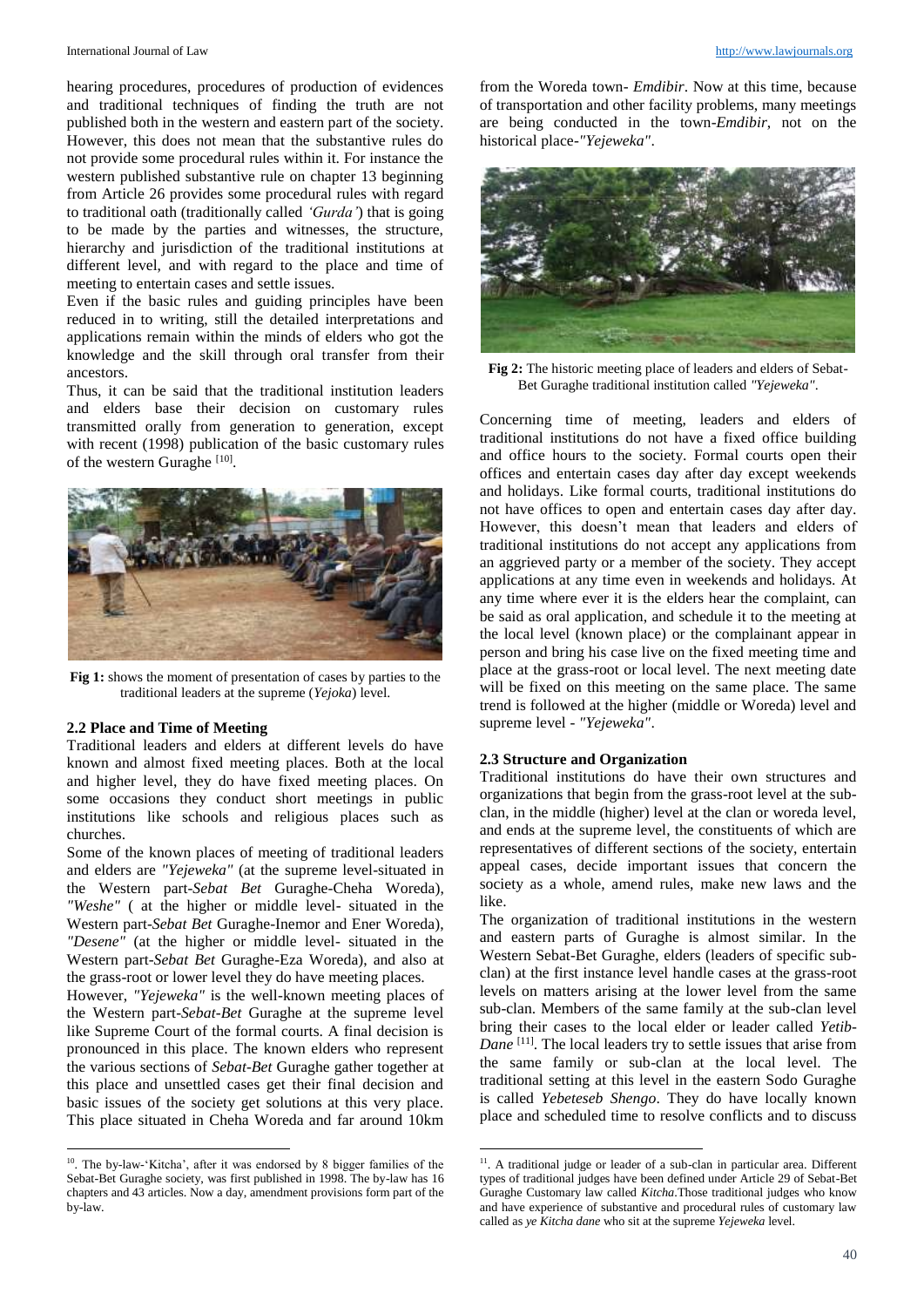hearing procedures, procedures of production of evidences and traditional techniques of finding the truth are not published both in the western and eastern part of the society. However, this does not mean that the substantive rules do not provide some procedural rules within it. For instance the western published substantive rule on chapter 13 beginning from Article 26 provides some procedural rules with regard to traditional oath (traditionally called *'Gurda'*) that is going to be made by the parties and witnesses, the structure, hierarchy and jurisdiction of the traditional institutions at different level, and with regard to the place and time of meeting to entertain cases and settle issues.

Even if the basic rules and guiding principles have been reduced in to writing, still the detailed interpretations and applications remain within the minds of elders who got the knowledge and the skill through oral transfer from their ancestors.

Thus, it can be said that the traditional institution leaders and elders base their decision on customary rules transmitted orally from generation to generation, except with recent (1998) publication of the basic customary rules of the western Guraghe [10].

**Fig 1:** shows the moment of presentation of cases by parties to the traditional leaders at the supreme (*Yejoka*) level.

### 2.2 Place and Time of Meeting

Traditional leaders and elders at different levels do have known and almost fixed meeting places. Both at the local and higher level, they do have fixed meeting places. On some occasions they conduct short meetings in public institutions like schools and religious places such as churches.

Some of the known places of meeting of traditional leaders and elders are *"Yejeweka"* (at the supreme level-situated in the Western part-*Sebat Bet* Guraghe-Cheha Woreda), *"Weshe"* ( at the higher or middle level- situated in the Western part-*Sebat Bet* Guraghe-Inemor and Ener Woreda), *"Desene"* (at the higher or middle level- situated in the Western part-*Sebat Bet* Guraghe-Eza Woreda), and also at the grass-root or lower level they do have meeting places.

However, *"Yejeweka"* is the well-known meeting places of the Western part-*Sebat-Bet* Guraghe at the supreme level like Supreme Court of the formal courts. A final decision is pronounced in this place. The known elders who represent the various sections of *Sebat-Bet* Guraghe gather together at this place and unsettled cases get their final decision and basic issues of the society get solutions at this very place. This place situated in Cheha Woreda and far around 10km from the Woreda town- *Emdibir*. Now at this time, because of transportation and other facility problems, many meetings are being conducted in the town-*Emdibir*, not on the historical place-*"Yejeweka"*.

**Fig 2:** The historic meeting place of leaders and elders of Sebat-Bet Guraghe traditional institution called *"Yejeweka"*.

Concerning time of meeting, leaders and elders of traditional institutions do not have a fixed office building and office hours to the society. Formal courts open their offices and entertain cases day after day except weekends and holidays. Like formal courts, traditional institutions do not have offices to open and entertain cases day after day. However, this doesn't mean that leaders and elders of traditional institutions do not accept any applications from an aggrieved party or a member of the society. They accept applications at any time even in weekends and holidays. At any time where ever it is the elders hear the complaint, can be said as oral application, and schedule it to the meeting at the local level (known place) or the complainant appear in person and bring his case live on the fixed meeting time and place at the grass-root or local level. The next meeting date will be fixed on this meeting on the same place. The same trend is followed at the higher (middle or Woreda) level and supreme level - *"Yejeweka"*.

### 2.3 Structure and Organization

Traditional institutions do have their own structures and organizations that begin from the grass-root level at the sub-clan, in the middle (higher) level at the clan or woreda level, and ends at the supreme level, the constituents of which are representatives of different sections of the society, entertain appeal cases, decide important issues that concern the society as a whole, amend rules, make new laws and the like.

The organization of traditional institutions in the western and eastern parts of Guraghe is almost similar. In the Western Sebat-Bet Guraghe, elders (leaders of specific sub-clan) at the first instance level handle cases at the grass-root levels on matters arising at the lower level from the same sub-clan. Members of the same family at the sub-clan level bring their cases to the local elder or leader called *Yetib-Dane* [11]. The local leaders try to settle issues that arise from the same family or sub-clan at the local level. The traditional setting at this level in the eastern Sodo Guraghe is called *Yebeteseb Shengo*. They do have locally known place and scheduled time to resolve conflicts and to discuss

---

[10]. The by-law-'Kitcha', after it was endorsed by 8 bigger families of the Sebat-Bet Guraghe society, was first published in 1998. The by-law has 16 chapters and 43 articles. Now a day, amendment provisions form part of the by-law.

[11]. A traditional judge or leader of a sub-clan in particular area. Different types of traditional judges have been defined under Article 29 of Sebat-Bet Guraghe Customary law called *Kitcha*.Those traditional judges who know and have experience of substantive and procedural rules of customary law called as *ye Kitcha dane* who sit at the supreme *Yejeweka* level.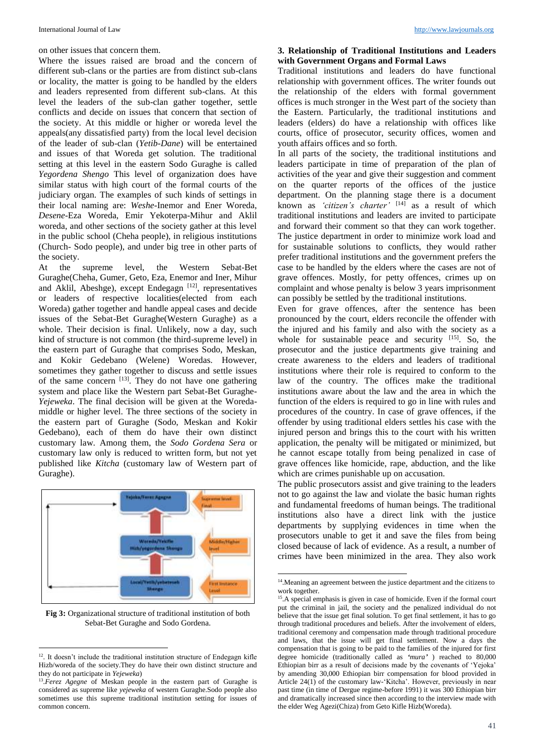on other issues that concern them.

Where the issues raised are broad and the concern of different sub-clans or the parties are from distinct sub-clans or locality, the matter is going to be handled by the elders and leaders represented from different sub-clans. At this level the leaders of the sub-clan gather together, settle conflicts and decide on issues that concern that section of the society. At this middle or higher or woreda level the appeals(any dissatisfied party) from the local level decision of the leader of sub-clan (*Yetib-Dane*) will be entertained and issues of that Woreda get solution. The traditional setting at this level in the eastern Sodo Guraghe is called *Yegordena Shengo* This level of organization does have similar status with high court of the formal courts of the judiciary organ. The examples of such kinds of settings in their local naming are: *Weshe*-Inemor and Ener Woreda, *Desene*-Eza Woreda, Emir Yekoterpa-Mihur and Aklil woreda, and other sections of the society gather at this level in the public school (Cheha people), in religious institutions (Church- Sodo people), and under big tree in other parts of the society.

At the supreme level, the Western Sebat-Bet Guraghe(Cheha, Gumer, Geto, Eza, Enemor and Iner, Mihur and Aklil, Abeshge), except Endegagn [12], representatives or leaders of respective localities(elected from each Woreda) gather together and handle appeal cases and decide issues of the Sebat-Bet Guraghe(Western Guraghe) as a whole. Their decision is final. Unlikely, now a day, such kind of structure is not common (the third-supreme level) in the eastern part of Guraghe that comprises Sodo, Meskan, and Kokir Gedebano (Welene) Woredas. However, sometimes they gather together to discuss and settle issues of the same concern [13]. They do not have one gathering system and place like the Western part Sebat-Bet Guraghe- *Yejeweka*. The final decision will be given at the Woreda-middle or higher level. The three sections of the society in the eastern part of Guraghe (Sodo, Meskan and Kokir Gedebano), each of them do have their own distinct customary law. Among them, the *Sodo Gordena Sera* or customary law only is reduced to written form, but not yet published like *Kitcha* (customary law of Western part of Guraghe).

**Fig 3:** Organizational structure of traditional institution of both Sebat-Bet Guraghe and Sodo Gordena.

## 3. Relationship of Traditional Institutions and Leaders with Government Organs and Formal Laws

Traditional institutions and leaders do have functional relationship with government offices. The writer founds out the relationship of the elders with formal government offices is much stronger in the West part of the society than the Eastern. Particularly, the traditional institutions and leaders (elders) do have a relationship with offices like courts, office of prosecutor, security offices, women and youth affairs offices and so forth.

In all parts of the society, the traditional institutions and leaders participate in time of preparation of the plan of activities of the year and give their suggestion and comment on the quarter reports of the offices of the justice department. On the planning stage there is a document known as *'citizen's charter'* [14] as a result of which traditional institutions and leaders are invited to participate and forward their comment so that they can work together. The justice department in order to minimize work load and for sustainable solutions to conflicts, they would rather prefer traditional institutions and the government prefers the case to be handled by the elders where the cases are not of grave offences. Mostly, for petty offences, crimes up on complaint and whose penalty is below 3 years imprisonment can possibly be settled by the traditional institutions.

Even for grave offences, after the sentence has been pronounced by the court, elders reconcile the offender with the injured and his family and also with the society as a whole for sustainable peace and security [15]. So, the prosecutor and the justice departments give training and create awareness to the elders and leaders of traditional institutions where their role is required to conform to the law of the country. The offices make the traditional institutions aware about the law and the area in which the function of the elders is required to go in line with rules and procedures of the country. In case of grave offences, if the offender by using traditional elders settles his case with the injured person and brings this to the court with his written application, the penalty will be mitigated or minimized, but he cannot escape totally from being penalized in case of grave offences like homicide, rape, abduction, and the like which are crimes punishable up on accusation.

The public prosecutors assist and give training to the leaders not to go against the law and violate the basic human rights and fundamental freedoms of human beings. The traditional institutions also have a direct link with the justice departments by supplying evidences in time when the prosecutors unable to get it and save the files from being closed because of lack of evidence. As a result, a number of crimes have been minimized in the area. They also work

---

12. It doesn't include the traditional institution structure of Endegagn kifle Hizb/woreda of the society.They do have their own distinct structure and they do not participate in *Yejeweka*)

13. *Ferez Agegne* of Meskan people in the eastern part of Guraghe is considered as supreme like *yejeweka* of western Guraghe.Sodo people also sometimes use this supreme traditional institution setting for issues of common concern.

14. Meaning an agreement between the justice department and the citizens to work together.

15. A special emphasis is given in case of homicide. Even if the formal court put the criminal in jail, the society and the penalized individual do not believe that the issue get final solution. To get final settlement, it has to go through traditional procedures and beliefs. After the involvement of elders, traditional ceremony and compensation made through traditional procedure and laws, that the issue will get final settlement. Now a days the compensation that is going to be paid to the families of the injured for first degree homicide (traditionally called as *'mura'* ) reached to 80,000 Ethiopian birr as a result of decisions made by the covenants of 'Yejoka' by amending 30,000 Ethiopian birr compensation for blood provided in Article 24(1) of the customary law-'Kitcha'. However, previously in near past time (in time of Dergue regime-before 1991) it was 300 Ethiopian birr and dramatically increased since then according to the interview made with the elder Weg Agezi(Chiza) from Geto Kifle Hizb(Woreda).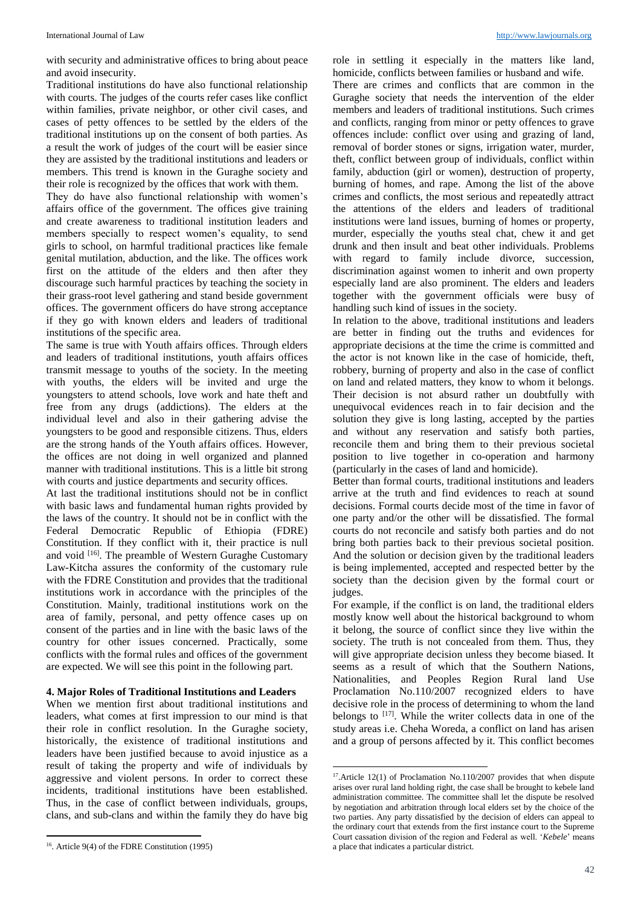with security and administrative offices to bring about peace and avoid insecurity.

Traditional institutions do have also functional relationship with courts. The judges of the courts refer cases like conflict within families, private neighbor, or other civil cases, and cases of petty offences to be settled by the elders of the traditional institutions up on the consent of both parties. As a result the work of judges of the court will be easier since they are assisted by the traditional institutions and leaders or members. This trend is known in the Guraghe society and their role is recognized by the offices that work with them.

They do have also functional relationship with women's affairs office of the government. The offices give training and create awareness to traditional institution leaders and members specially to respect women's equality, to send girls to school, on harmful traditional practices like female genital mutilation, abduction, and the like. The offices work first on the attitude of the elders and then after they discourage such harmful practices by teaching the society in their grass-root level gathering and stand beside government offices. The government officers do have strong acceptance if they go with known elders and leaders of traditional institutions of the specific area.

The same is true with Youth affairs offices. Through elders and leaders of traditional institutions, youth affairs offices transmit message to youths of the society. In the meeting with youths, the elders will be invited and urge the youngsters to attend schools, love work and hate theft and free from any drugs (addictions). The elders at the individual level and also in their gathering advise the youngsters to be good and responsible citizens. Thus, elders are the strong hands of the Youth affairs offices. However, the offices are not doing in well organized and planned manner with traditional institutions. This is a little bit strong with courts and justice departments and security offices.

At last the traditional institutions should not be in conflict with basic laws and fundamental human rights provided by the laws of the country. It should not be in conflict with the Federal Democratic Republic of Ethiopia (FDRE) Constitution. If they conflict with it, their practice is null and void [16]. The preamble of Western Guraghe Customary Law-Kitcha assures the conformity of the customary rule with the FDRE Constitution and provides that the traditional institutions work in accordance with the principles of the Constitution. Mainly, traditional institutions work on the area of family, personal, and petty offence cases up on consent of the parties and in line with the basic laws of the country for other issues concerned. Practically, some conflicts with the formal rules and offices of the government are expected. We will see this point in the following part.

## 4. Major Roles of Traditional Institutions and Leaders

When we mention first about traditional institutions and leaders, what comes at first impression to our mind is that their role in conflict resolution. In the Guraghe society, historically, the existence of traditional institutions and leaders have been justified because to avoid injustice as a result of taking the property and wife of individuals by aggressive and violent persons. In order to correct these incidents, traditional institutions have been established. Thus, in the case of conflict between individuals, groups, clans, and sub-clans and within the family they do have big role in settling it especially in the matters like land, homicide, conflicts between families or husband and wife.

There are crimes and conflicts that are common in the Guraghe society that needs the intervention of the elder members and leaders of traditional institutions. Such crimes and conflicts, ranging from minor or petty offences to grave offences include: conflict over using and grazing of land, removal of border stones or signs, irrigation water, murder, theft, conflict between group of individuals, conflict within family, abduction (girl or women), destruction of property, burning of homes, and rape. Among the list of the above crimes and conflicts, the most serious and repeatedly attract the attentions of the elders and leaders of traditional institutions were land issues, burning of homes or property, murder, especially the youths steal chat, chew it and get drunk and then insult and beat other individuals. Problems with regard to family include divorce, succession, discrimination against women to inherit and own property especially land are also prominent. The elders and leaders together with the government officials were busy of handling such kind of issues in the society.

In relation to the above, traditional institutions and leaders are better in finding out the truths and evidences for appropriate decisions at the time the crime is committed and the actor is not known like in the case of homicide, theft, robbery, burning of property and also in the case of conflict on land and related matters, they know to whom it belongs. Their decision is not absurd rather un doubtfully with unequivocal evidences reach in to fair decision and the solution they give is long lasting, accepted by the parties and without any reservation and satisfy both parties, reconcile them and bring them to their previous societal position to live together in co-operation and harmony (particularly in the cases of land and homicide).

Better than formal courts, traditional institutions and leaders arrive at the truth and find evidences to reach at sound decisions. Formal courts decide most of the time in favor of one party and/or the other will be dissatisfied. The formal courts do not reconcile and satisfy both parties and do not bring both parties back to their previous societal position. And the solution or decision given by the traditional leaders is being implemented, accepted and respected better by the society than the decision given by the formal court or judges.

For example, if the conflict is on land, the traditional elders mostly know well about the historical background to whom it belong, the source of conflict since they live within the society. The truth is not concealed from them. Thus, they will give appropriate decision unless they become biased. It seems as a result of which that the Southern Nations, Nationalities, and Peoples Region Rural land Use Proclamation No.110/2007 recognized elders to have decisive role in the process of determining to whom the land belongs to [17]. While the writer collects data in one of the study areas i.e. Cheha Woreda, a conflict on land has arisen and a group of persons affected by it. This conflict becomes

---

[16]. Article 9(4) of the FDRE Constitution (1995)

[17]. Article 12(1) of Proclamation No.110/2007 provides that when dispute arises over rural land holding right, the case shall be brought to kebele land administration committee. The committee shall let the dispute be resolved by negotiation and arbitration through local elders set by the choice of the two parties. Any party dissatisfied by the decision of elders can appeal to the ordinary court that extends from the first instance court to the Supreme Court cassation division of the region and Federal as well. '*Kebele*' means a place that indicates a particular district.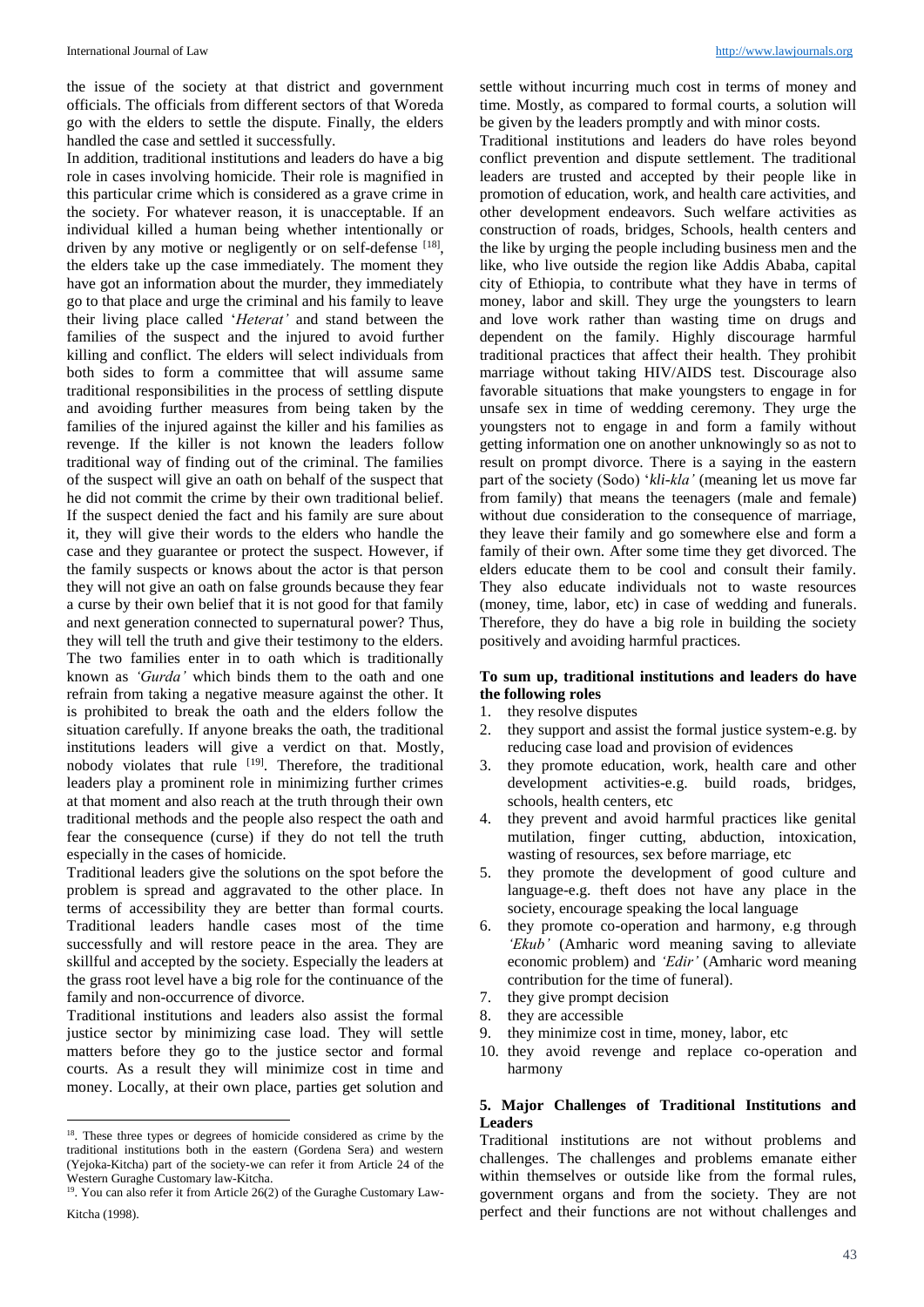the issue of the society at that district and government officials. The officials from different sectors of that Woreda go with the elders to settle the dispute. Finally, the elders handled the case and settled it successfully.

In addition, traditional institutions and leaders do have a big role in cases involving homicide. Their role is magnified in this particular crime which is considered as a grave crime in the society. For whatever reason, it is unacceptable. If an individual killed a human being whether intentionally or driven by any motive or negligently or on self-defense [18], the elders take up the case immediately. The moment they have got an information about the murder, they immediately go to that place and urge the criminal and his family to leave their living place called '*Heterat'* and stand between the families of the suspect and the injured to avoid further killing and conflict. The elders will select individuals from both sides to form a committee that will assume same traditional responsibilities in the process of settling dispute and avoiding further measures from being taken by the families of the injured against the killer and his families as revenge. If the killer is not known the leaders follow traditional way of finding out of the criminal. The families of the suspect will give an oath on behalf of the suspect that he did not commit the crime by their own traditional belief. If the suspect denied the fact and his family are sure about it, they will give their words to the elders who handle the case and they guarantee or protect the suspect. However, if the family suspects or knows about the actor is that person they will not give an oath on false grounds because they fear a curse by their own belief that it is not good for that family and next generation connected to supernatural power? Thus, they will tell the truth and give their testimony to the elders. The two families enter in to oath which is traditionally known as *'Gurda'* which binds them to the oath and one refrain from taking a negative measure against the other. It is prohibited to break the oath and the elders follow the situation carefully. If anyone breaks the oath, the traditional institutions leaders will give a verdict on that. Mostly, nobody violates that rule [19]. Therefore, the traditional leaders play a prominent role in minimizing further crimes at that moment and also reach at the truth through their own traditional methods and the people also respect the oath and fear the consequence (curse) if they do not tell the truth especially in the cases of homicide.

Traditional leaders give the solutions on the spot before the problem is spread and aggravated to the other place. In terms of accessibility they are better than formal courts. Traditional leaders handle cases most of the time successfully and will restore peace in the area. They are skillful and accepted by the society. Especially the leaders at the grass root level have a big role for the continuance of the family and non-occurrence of divorce.

Traditional institutions and leaders also assist the formal justice sector by minimizing case load. They will settle matters before they go to the justice sector and formal courts. As a result they will minimize cost in time and money. Locally, at their own place, parties get solution and settle without incurring much cost in terms of money and time. Mostly, as compared to formal courts, a solution will be given by the leaders promptly and with minor costs.

Traditional institutions and leaders do have roles beyond conflict prevention and dispute settlement. The traditional leaders are trusted and accepted by their people like in promotion of education, work, and health care activities, and other development endeavors. Such welfare activities as construction of roads, bridges, Schools, health centers and the like by urging the people including business men and the like, who live outside the region like Addis Ababa, capital city of Ethiopia, to contribute what they have in terms of money, labor and skill. They urge the youngsters to learn and love work rather than wasting time on drugs and dependent on the family. Highly discourage harmful traditional practices that affect their health. They prohibit marriage without taking HIV/AIDS test. Discourage also favorable situations that make youngsters to engage in for unsafe sex in time of wedding ceremony. They urge the youngsters not to engage in and form a family without getting information one on another unknowingly so as not to result on prompt divorce. There is a saying in the eastern part of the society (Sodo) '*kli-kla'* (meaning let us move far from family) that means the teenagers (male and female) without due consideration to the consequence of marriage, they leave their family and go somewhere else and form a family of their own. After some time they get divorced. The elders educate them to be cool and consult their family. They also educate individuals not to waste resources (money, time, labor, etc) in case of wedding and funerals. Therefore, they do have a big role in building the society positively and avoiding harmful practices.

**To sum up, traditional institutions and leaders do have the following roles**

1. they resolve disputes
2. they support and assist the formal justice system-e.g. by reducing case load and provision of evidences
3. they promote education, work, health care and other development activities-e.g. build roads, bridges, schools, health centers, etc
4. they prevent and avoid harmful practices like genital mutilation, finger cutting, abduction, intoxication, wasting of resources, sex before marriage, etc
5. they promote the development of good culture and language-e.g. theft does not have any place in the society, encourage speaking the local language
6. they promote co-operation and harmony, e.g through *'Ekub'* (Amharic word meaning saving to alleviate economic problem) and *'Edir'* (Amharic word meaning contribution for the time of funeral).
7. they give prompt decision
8. they are accessible
9. they minimize cost in time, money, labor, etc
10. they avoid revenge and replace co-operation and harmony

## 5. Major Challenges of Traditional Institutions and Leaders

Traditional institutions are not without problems and challenges. The challenges and problems emanate either within themselves or outside like from the formal rules, government organs and from the society. They are not perfect and their functions are not without challenges and

---

[18]. These three types or degrees of homicide considered as crime by the traditional institutions both in the eastern (Gordena Sera) and western (Yejoka-Kitcha) part of the society-we can refer it from Article 24 of the Western Guraghe Customary law-Kitcha.

[19]. You can also refer it from Article 26(2) of the Guraghe Customary Law-Kitcha (1998).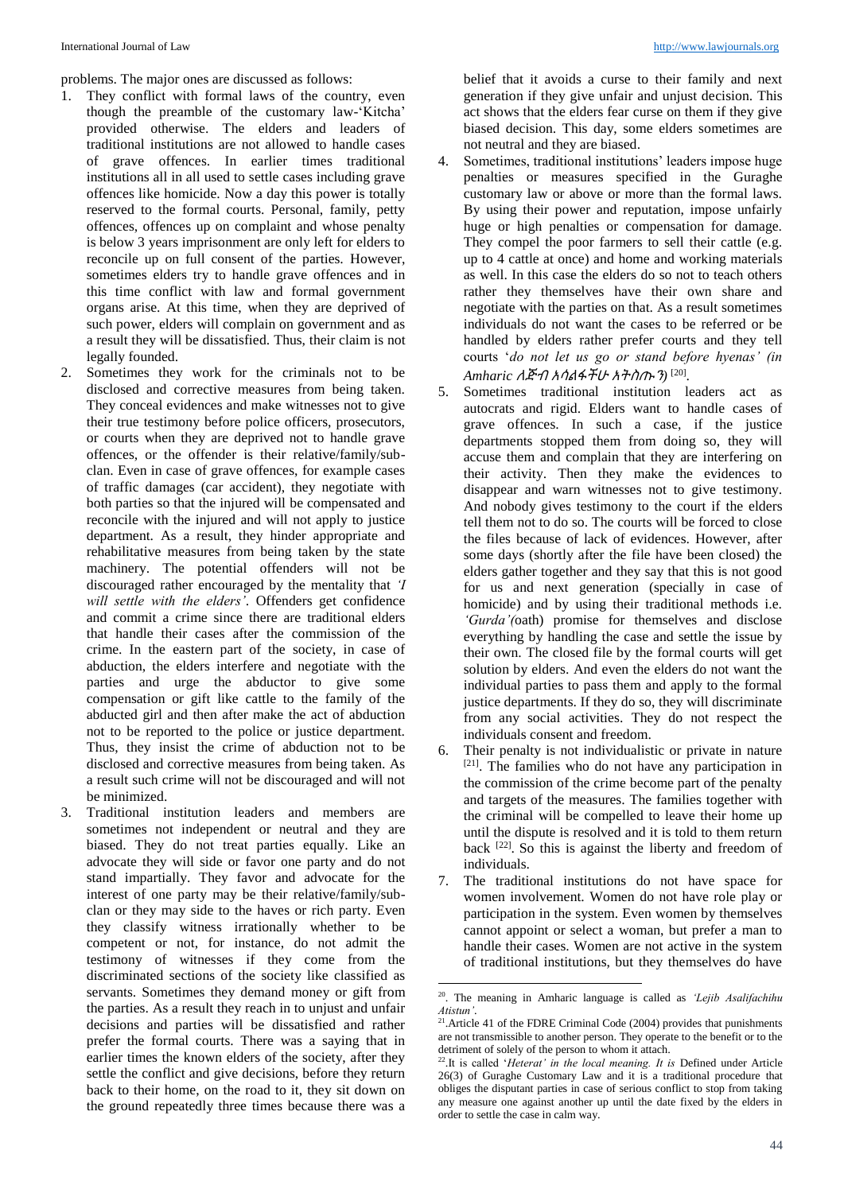problems. The major ones are discussed as follows:

1. They conflict with formal laws of the country, even though the preamble of the customary law-'Kitcha' provided otherwise. The elders and leaders of traditional institutions are not allowed to handle cases of grave offences. In earlier times traditional institutions all in all used to settle cases including grave offences like homicide. Now a day this power is totally reserved to the formal courts. Personal, family, petty offences, offences up on complaint and whose penalty is below 3 years imprisonment are only left for elders to reconcile up on full consent of the parties. However, sometimes elders try to handle grave offences and in this time conflict with law and formal government organs arise. At this time, when they are deprived of such power, elders will complain on government and as a result they will be dissatisfied. Thus, their claim is not legally founded.
2. Sometimes they work for the criminals not to be disclosed and corrective measures from being taken. They conceal evidences and make witnesses not to give their true testimony before police officers, prosecutors, or courts when they are deprived not to handle grave offences, or the offender is their relative/family/sub-clan. Even in case of grave offences, for example cases of traffic damages (car accident), they negotiate with both parties so that the injured will be compensated and reconcile with the injured and will not apply to justice department. As a result, they hinder appropriate and rehabilitative measures from being taken by the state machinery. The potential offenders will not be discouraged rather encouraged by the mentality that *'I will settle with the elders'*. Offenders get confidence and commit a crime since there are traditional elders that handle their cases after the commission of the crime. In the eastern part of the society, in case of abduction, the elders interfere and negotiate with the parties and urge the abductor to give some compensation or gift like cattle to the family of the abducted girl and then after make the act of abduction not to be reported to the police or justice department. Thus, they insist the crime of abduction not to be disclosed and corrective measures from being taken. As a result such crime will not be discouraged and will not be minimized.
3. Traditional institution leaders and members are sometimes not independent or neutral and they are biased. They do not treat parties equally. Like an advocate they will side or favor one party and do not stand impartially. They favor and advocate for the interest of one party may be their relative/family/sub-clan or they may side to the haves or rich party. Even they classify witness irrationally whether to be competent or not, for instance, do not admit the testimony of witnesses if they come from the discriminated sections of the society like classified as servants. Sometimes they demand money or gift from the parties. As a result they reach in to unjust and unfair decisions and parties will be dissatisfied and rather prefer the formal courts. There was a saying that in earlier times the known elders of the society, after they settle the conflict and give decisions, before they return back to their home, on the road to it, they sit down on the ground repeatedly three times because there was a belief that it avoids a curse to their family and next generation if they give unfair and unjust decision. This act shows that the elders fear curse on them if they give biased decision. This day, some elders sometimes are not neutral and they are biased.
4. Sometimes, traditional institutions' leaders impose huge penalties or measures specified in the Guraghe customary law or above or more than the formal laws. By using their power and reputation, impose unfairly huge or high penalties or compensation for damage. They compel the poor farmers to sell their cattle (e.g. up to 4 cattle at once) and home and working materials as well. In this case the elders do so not to teach others rather they themselves have their own share and negotiate with the parties on that. As a result sometimes individuals do not want the cases to be referred or be handled by elders rather prefer courts and they tell courts '*do not let us go or stand before hyenas' (in Amharic ለጅብ አሳልፋችሁ አትስጡን)* [20].
5. Sometimes traditional institution leaders act as autocrats and rigid. Elders want to handle cases of grave offences. In such a case, if the justice departments stopped them from doing so, they will accuse them and complain that they are interfering on their activity. Then they make the evidences to disappear and warn witnesses not to give testimony. And nobody gives testimony to the court if the elders tell them not to do so. The courts will be forced to close the files because of lack of evidences. However, after some days (shortly after the file have been closed) the elders gather together and they say that this is not good for us and next generation (specially in case of homicide) and by using their traditional methods i.e. *'Gurda'(*oath) promise for themselves and disclose everything by handling the case and settle the issue by their own. The closed file by the formal courts will get solution by elders. And even the elders do not want the individual parties to pass them and apply to the formal justice departments. If they do so, they will discriminate from any social activities. They do not respect the individuals consent and freedom.
6. Their penalty is not individualistic or private in nature [21]. The families who do not have any participation in the commission of the crime become part of the penalty and targets of the measures. The families together with the criminal will be compelled to leave their home up until the dispute is resolved and it is told to them return back [22]. So this is against the liberty and freedom of individuals.
7. The traditional institutions do not have space for women involvement. Women do not have role play or participation in the system. Even women by themselves cannot appoint or select a woman, but prefer a man to handle their cases. Women are not active in the system of traditional institutions, but they themselves do have

---

20. The meaning in Amharic language is called as *'Lejib Asalifachihu Atistun'*.

21. Article 41 of the FDRE Criminal Code (2004) provides that punishments are not transmissible to another person. They operate to the benefit or to the detriment of solely of the person to whom it attach.

22. It is called '*Heterat' in the local meaning. It is* Defined under Article 26(3) of Guraghe Customary Law and it is a traditional procedure that obliges the disputant parties in case of serious conflict to stop from taking any measure one against another up until the date fixed by the elders in order to settle the case in calm way.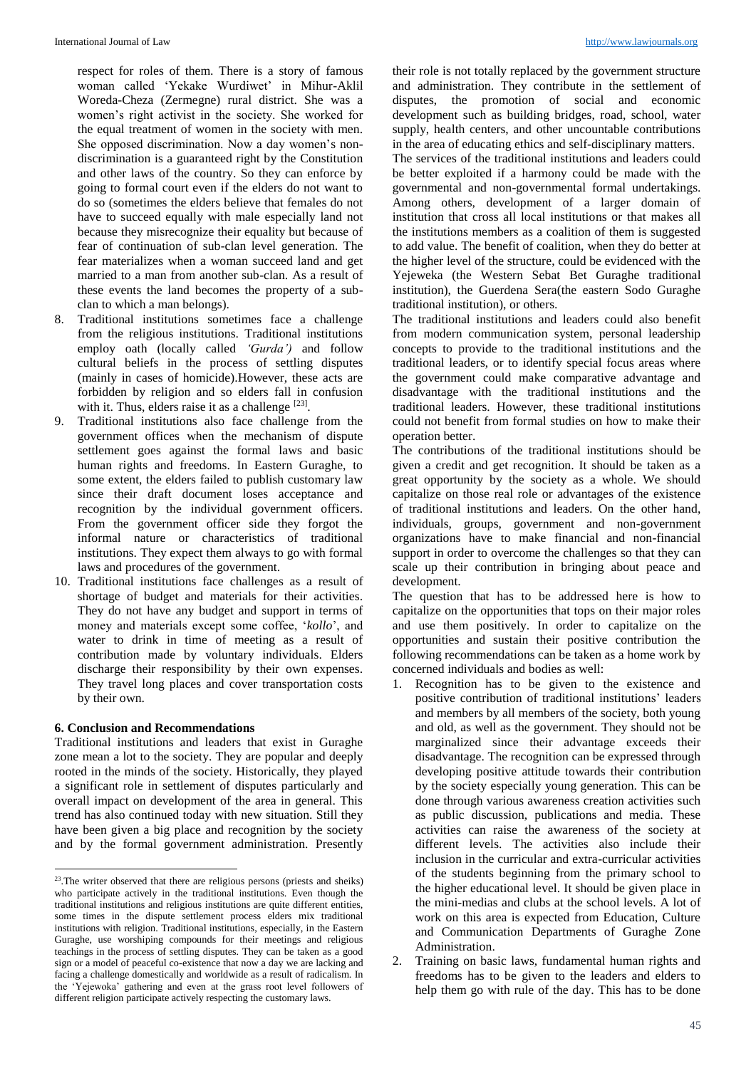respect for roles of them. There is a story of famous woman called 'Yekake Wurdiwet' in Mihur-Aklil Woreda-Cheza (Zermegne) rural district. She was a women's right activist in the society. She worked for the equal treatment of women in the society with men. She opposed discrimination. Now a day women's non-discrimination is a guaranteed right by the Constitution and other laws of the country. So they can enforce by going to formal court even if the elders do not want to do so (sometimes the elders believe that females do not have to succeed equally with male especially land not because they misrecognize their equality but because of fear of continuation of sub-clan level generation. The fear materializes when a woman succeed land and get married to a man from another sub-clan. As a result of these events the land becomes the property of a sub-clan to which a man belongs).

8. Traditional institutions sometimes face a challenge from the religious institutions. Traditional institutions employ oath (locally called *'Gurda')* and follow cultural beliefs in the process of settling disputes (mainly in cases of homicide).However, these acts are forbidden by religion and so elders fall in confusion with it. Thus, elders raise it as a challenge [23].
9. Traditional institutions also face challenge from the government offices when the mechanism of dispute settlement goes against the formal laws and basic human rights and freedoms. In Eastern Guraghe, to some extent, the elders failed to publish customary law since their draft document loses acceptance and recognition by the individual government officers. From the government officer side they forgot the informal nature or characteristics of traditional institutions. They expect them always to go with formal laws and procedures of the government.
10. Traditional institutions face challenges as a result of shortage of budget and materials for their activities. They do not have any budget and support in terms of money and materials except some coffee, '*kollo*', and water to drink in time of meeting as a result of contribution made by voluntary individuals. Elders discharge their responsibility by their own expenses. They travel long places and cover transportation costs by their own.

## 6. Conclusion and Recommendations

Traditional institutions and leaders that exist in Guraghe zone mean a lot to the society. They are popular and deeply rooted in the minds of the society. Historically, they played a significant role in settlement of disputes particularly and overall impact on development of the area in general. This trend has also continued today with new situation. Still they have been given a big place and recognition by the society and by the formal government administration. Presently their role is not totally replaced by the government structure and administration. They contribute in the settlement of disputes, the promotion of social and economic development such as building bridges, road, school, water supply, health centers, and other uncountable contributions in the area of educating ethics and self-disciplinary matters.

The services of the traditional institutions and leaders could be better exploited if a harmony could be made with the governmental and non-governmental formal undertakings. Among others, development of a larger domain of institution that cross all local institutions or that makes all the institutions members as a coalition of them is suggested to add value. The benefit of coalition, when they do better at the higher level of the structure, could be evidenced with the Yejeweka (the Western Sebat Bet Guraghe traditional institution), the Guerdena Sera(the eastern Sodo Guraghe traditional institution), or others.

The traditional institutions and leaders could also benefit from modern communication system, personal leadership concepts to provide to the traditional institutions and the traditional leaders, or to identify special focus areas where the government could make comparative advantage and disadvantage with the traditional institutions and the traditional leaders. However, these traditional institutions could not benefit from formal studies on how to make their operation better.

The contributions of the traditional institutions should be given a credit and get recognition. It should be taken as a great opportunity by the society as a whole. We should capitalize on those real role or advantages of the existence of traditional institutions and leaders. On the other hand, individuals, groups, government and non-government organizations have to make financial and non-financial support in order to overcome the challenges so that they can scale up their contribution in bringing about peace and development.

The question that has to be addressed here is how to capitalize on the opportunities that tops on their major roles and use them positively. In order to capitalize on the opportunities and sustain their positive contribution the following recommendations can be taken as a home work by concerned individuals and bodies as well:

1. Recognition has to be given to the existence and positive contribution of traditional institutions' leaders and members by all members of the society, both young and old, as well as the government. They should not be marginalized since their advantage exceeds their disadvantage. The recognition can be expressed through developing positive attitude towards their contribution by the society especially young generation. This can be done through various awareness creation activities such as public discussion, publications and media. These activities can raise the awareness of the society at different levels. The activities also include their inclusion in the curricular and extra-curricular activities of the students beginning from the primary school to the higher educational level. It should be given place in the mini-medias and clubs at the school levels. A lot of work on this area is expected from Education, Culture and Communication Departments of Guraghe Zone Administration.
2. Training on basic laws, fundamental human rights and freedoms has to be given to the leaders and elders to help them go with rule of the day. This has to be done

[23]. The writer observed that there are religious persons (priests and sheiks) who participate actively in the traditional institutions. Even though the traditional institutions and religious institutions are quite different entities, some times in the dispute settlement process elders mix traditional institutions with religion. Traditional institutions, especially, in the Eastern Guraghe, use worshiping compounds for their meetings and religious teachings in the process of settling disputes. They can be taken as a good sign or a model of peaceful co-existence that now a day we are lacking and facing a challenge domestically and worldwide as a result of radicalism. In the 'Yejewoka' gathering and even at the grass root level followers of different religion participate actively respecting the customary laws.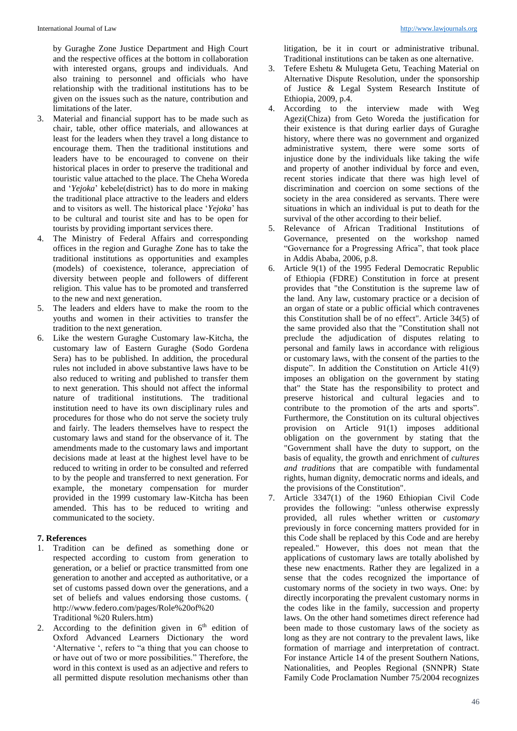by Guraghe Zone Justice Department and High Court and the respective offices at the bottom in collaboration with interested organs, groups and individuals. And also training to personnel and officials who have relationship with the traditional institutions has to be given on the issues such as the nature, contribution and limitations of the later.

3. Material and financial support has to be made such as chair, table, other office materials, and allowances at least for the leaders when they travel a long distance to encourage them. Then the traditional institutions and leaders have to be encouraged to convene on their historical places in order to preserve the traditional and touristic value attached to the place. The Cheha Woreda and '*Yejoka*' kebele(district) has to do more in making the traditional place attractive to the leaders and elders and to visitors as well. The historical place '*Yejoka*' has to be cultural and tourist site and has to be open for tourists by providing important services there.
4. The Ministry of Federal Affairs and corresponding offices in the region and Guraghe Zone has to take the traditional institutions as opportunities and examples (models) of coexistence, tolerance, appreciation of diversity between people and followers of different religion. This value has to be promoted and transferred to the new and next generation.
5. The leaders and elders have to make the room to the youths and women in their activities to transfer the tradition to the next generation.
6. Like the western Guraghe Customary law-Kitcha, the customary law of Eastern Guraghe (Sodo Gordena Sera) has to be published. In addition, the procedural rules not included in above substantive laws have to be also reduced to writing and published to transfer them to next generation. This should not affect the informal nature of traditional institutions. The traditional institution need to have its own disciplinary rules and procedures for those who do not serve the society truly and fairly. The leaders themselves have to respect the customary laws and stand for the observance of it. The amendments made to the customary laws and important decisions made at least at the highest level have to be reduced to writing in order to be consulted and referred to by the people and transferred to next generation. For example, the monetary compensation for murder provided in the 1999 customary law-Kitcha has been amended. This has to be reduced to writing and communicated to the society.

## 7. References

1. Tradition can be defined as something done or respected according to custom from generation to generation, or a belief or practice transmitted from one generation to another and accepted as authoritative, or a set of customs passed down over the generations, and a set of beliefs and values endorsing those customs. ( http://www.federo.com/pages/Role%20of%20 Traditional %20 Rulers.htm)
2. According to the definition given in 6th edition of Oxford Advanced Learners Dictionary the word 'Alternative ', refers to "a thing that you can choose to or have out of two or more possibilities." Therefore, the word in this context is used as an adjective and refers to all permitted dispute resolution mechanisms other than litigation, be it in court or administrative tribunal. Traditional institutions can be taken as one alternative.
3. Tefere Eshetu & Mulugeta Getu, Teaching Material on Alternative Dispute Resolution, under the sponsorship of Justice & Legal System Research Institute of Ethiopia, 2009, p.4.
4. According to the interview made with Weg Agezi(Chiza) from Geto Woreda the justification for their existence is that during earlier days of Guraghe history, where there was no government and organized administrative system, there were some sorts of injustice done by the individuals like taking the wife and property of another individual by force and even, recent stories indicate that there was high level of discrimination and coercion on some sections of the society in the area considered as servants. There were situations in which an individual is put to death for the survival of the other according to their belief.
5. Relevance of African Traditional Institutions of Governance, presented on the workshop named "Governance for a Progressing Africa", that took place in Addis Ababa, 2006, p.8.
6. Article 9(1) of the 1995 Federal Democratic Republic of Ethiopia (FDRE) Constitution in force at present provides that "the Constitution is the supreme law of the land. Any law, customary practice or a decision of an organ of state or a public official which contravenes this Constitution shall be of no effect". Article 34(5) of the same provided also that the "Constitution shall not preclude the adjudication of disputes relating to personal and family laws in accordance with religious or customary laws, with the consent of the parties to the dispute". In addition the Constitution on Article 41(9) imposes an obligation on the government by stating that" the State has the responsibility to protect and preserve historical and cultural legacies and to contribute to the promotion of the arts and sports". Furthermore, the Constitution on its cultural objectives provision on Article 91(1) imposes additional obligation on the government by stating that the "Government shall have the duty to support, on the basis of equality, the growth and enrichment of *cultures and traditions* that are compatible with fundamental rights, human dignity, democratic norms and ideals, and the provisions of the Constitution".
7. Article 3347(1) of the 1960 Ethiopian Civil Code provides the following: "unless otherwise expressly provided, all rules whether written or *customary* previously in force concerning matters provided for in this Code shall be replaced by this Code and are hereby repealed." However, this does not mean that the applications of customary laws are totally abolished by these new enactments. Rather they are legalized in a sense that the codes recognized the importance of customary norms of the society in two ways. One: by directly incorporating the prevalent customary norms in the codes like in the family, succession and property laws. On the other hand sometimes direct reference had been made to those customary laws of the society as long as they are not contrary to the prevalent laws, like formation of marriage and interpretation of contract. For instance Article 14 of the present Southern Nations, Nationalities, and Peoples Regional (SNNPR) State Family Code Proclamation Number 75/2004 recognizes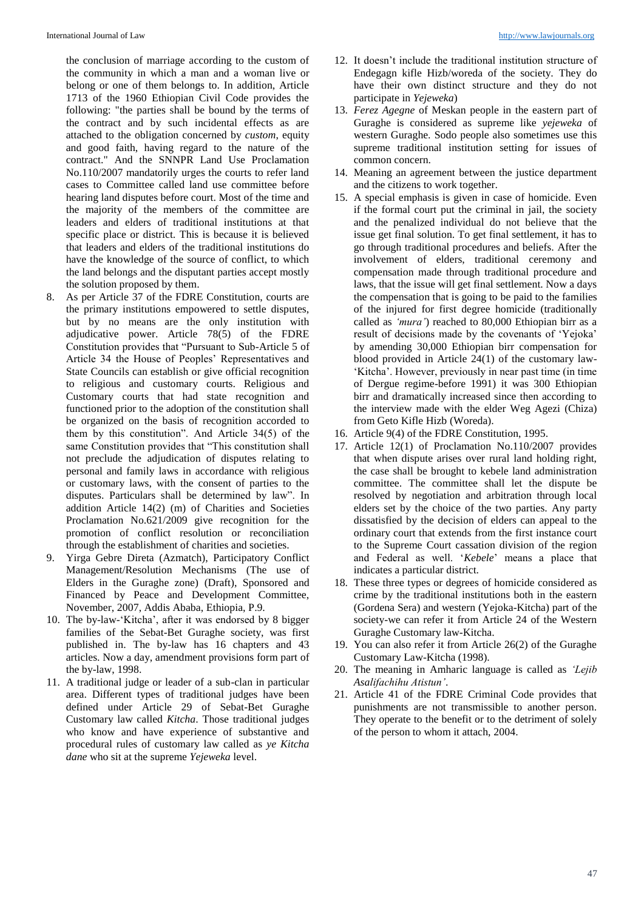the conclusion of marriage according to the custom of the community in which a man and a woman live or belong or one of them belongs to. In addition, Article 1713 of the 1960 Ethiopian Civil Code provides the following: "the parties shall be bound by the terms of the contract and by such incidental effects as are attached to the obligation concerned by *custom*, equity and good faith, having regard to the nature of the contract." And the SNNPR Land Use Proclamation No.110/2007 mandatorily urges the courts to refer land cases to Committee called land use committee before hearing land disputes before court. Most of the time and the majority of the members of the committee are leaders and elders of traditional institutions at that specific place or district. This is because it is believed that leaders and elders of the traditional institutions do have the knowledge of the source of conflict, to which the land belongs and the disputant parties accept mostly the solution proposed by them.

8. As per Article 37 of the FDRE Constitution, courts are the primary institutions empowered to settle disputes, but by no means are the only institution with adjudicative power. Article 78(5) of the FDRE Constitution provides that "Pursuant to Sub-Article 5 of Article 34 the House of Peoples' Representatives and State Councils can establish or give official recognition to religious and customary courts. Religious and Customary courts that had state recognition and functioned prior to the adoption of the constitution shall be organized on the basis of recognition accorded to them by this constitution". And Article 34(5) of the same Constitution provides that "This constitution shall not preclude the adjudication of disputes relating to personal and family laws in accordance with religious or customary laws, with the consent of parties to the disputes. Particulars shall be determined by law". In addition Article 14(2) (m) of Charities and Societies Proclamation No.621/2009 give recognition for the promotion of conflict resolution or reconciliation through the establishment of charities and societies.
9. Yirga Gebre Direta (Azmatch), Participatory Conflict Management/Resolution Mechanisms (The use of Elders in the Guraghe zone) (Draft), Sponsored and Financed by Peace and Development Committee, November, 2007, Addis Ababa, Ethiopia, P.9.
10. The by-law-'Kitcha', after it was endorsed by 8 bigger families of the Sebat-Bet Guraghe society, was first published in. The by-law has 16 chapters and 43 articles. Now a day, amendment provisions form part of the by-law, 1998.
11. A traditional judge or leader of a sub-clan in particular area. Different types of traditional judges have been defined under Article 29 of Sebat-Bet Guraghe Customary law called *Kitcha*. Those traditional judges who know and have experience of substantive and procedural rules of customary law called as *ye Kitcha dane* who sit at the supreme *Yejeweka* level.
12. It doesn't include the traditional institution structure of Endegagn kifle Hizb/woreda of the society. They do have their own distinct structure and they do not participate in *Yejeweka*)
13. *Ferez Agegne* of Meskan people in the eastern part of Guraghe is considered as supreme like *yejeweka* of western Guraghe. Sodo people also sometimes use this supreme traditional institution setting for issues of common concern.
14. Meaning an agreement between the justice department and the citizens to work together.
15. A special emphasis is given in case of homicide. Even if the formal court put the criminal in jail, the society and the penalized individual do not believe that the issue get final solution. To get final settlement, it has to go through traditional procedures and beliefs. After the involvement of elders, traditional ceremony and compensation made through traditional procedure and laws, that the issue will get final settlement. Now a days the compensation that is going to be paid to the families of the injured for first degree homicide (traditionally called as *'mura'*) reached to 80,000 Ethiopian birr as a result of decisions made by the covenants of 'Yejoka' by amending 30,000 Ethiopian birr compensation for blood provided in Article 24(1) of the customary law-'Kitcha'. However, previously in near past time (in time of Dergue regime-before 1991) it was 300 Ethiopian birr and dramatically increased since then according to the interview made with the elder Weg Agezi (Chiza) from Geto Kifle Hizb (Woreda).
16. Article 9(4) of the FDRE Constitution, 1995.
17. Article 12(1) of Proclamation No.110/2007 provides that when dispute arises over rural land holding right, the case shall be brought to kebele land administration committee. The committee shall let the dispute be resolved by negotiation and arbitration through local elders set by the choice of the two parties. Any party dissatisfied by the decision of elders can appeal to the ordinary court that extends from the first instance court to the Supreme Court cassation division of the region and Federal as well. '*Kebele*' means a place that indicates a particular district.
18. These three types or degrees of homicide considered as crime by the traditional institutions both in the eastern (Gordena Sera) and western (Yejoka-Kitcha) part of the society-we can refer it from Article 24 of the Western Guraghe Customary law-Kitcha.
19. You can also refer it from Article 26(2) of the Guraghe Customary Law-Kitcha (1998).
20. The meaning in Amharic language is called as *'Lejib Asalifachihu Atistun'*.
21. Article 41 of the FDRE Criminal Code provides that punishments are not transmissible to another person. They operate to the benefit or to the detriment of solely of the person to whom it attach, 2004.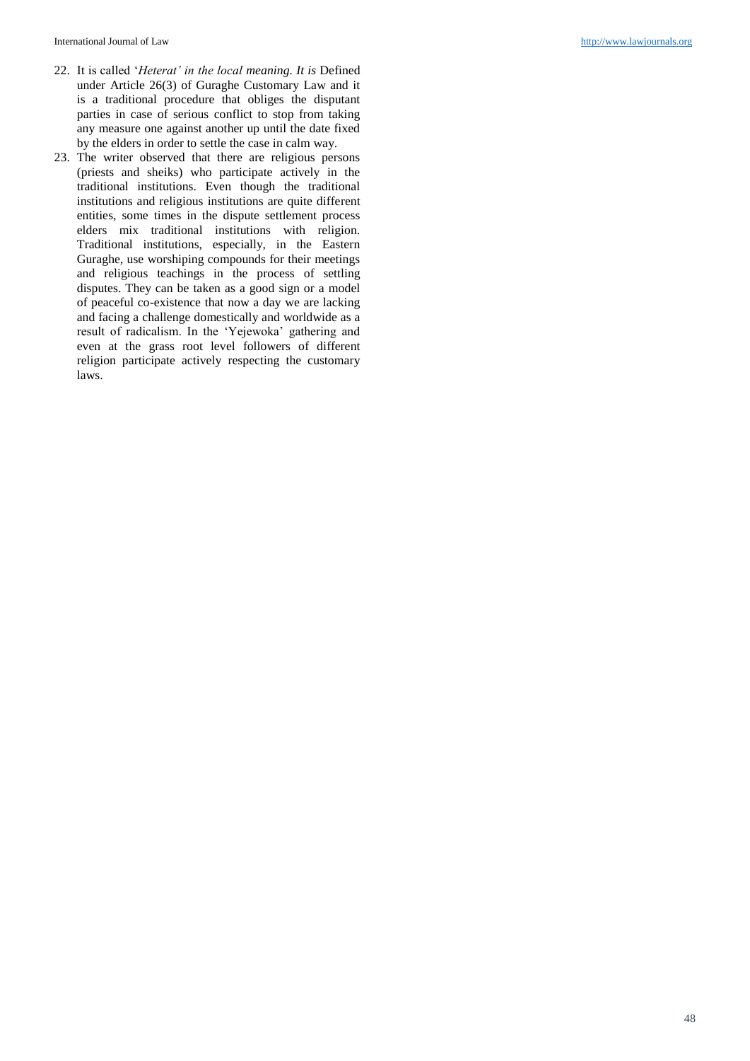22. It is called '*Heterat' in the local meaning. It is* Defined under Article 26(3) of Guraghe Customary Law and it is a traditional procedure that obliges the disputant parties in case of serious conflict to stop from taking any measure one against another up until the date fixed by the elders in order to settle the case in calm way.
23. The writer observed that there are religious persons (priests and sheiks) who participate actively in the traditional institutions. Even though the traditional institutions and religious institutions are quite different entities, some times in the dispute settlement process elders mix traditional institutions with religion. Traditional institutions, especially, in the Eastern Guraghe, use worshiping compounds for their meetings and religious teachings in the process of settling disputes. They can be taken as a good sign or a model of peaceful co-existence that now a day we are lacking and facing a challenge domestically and worldwide as a result of radicalism. In the 'Yejewoka' gathering and even at the grass root level followers of different religion participate actively respecting the customary laws.